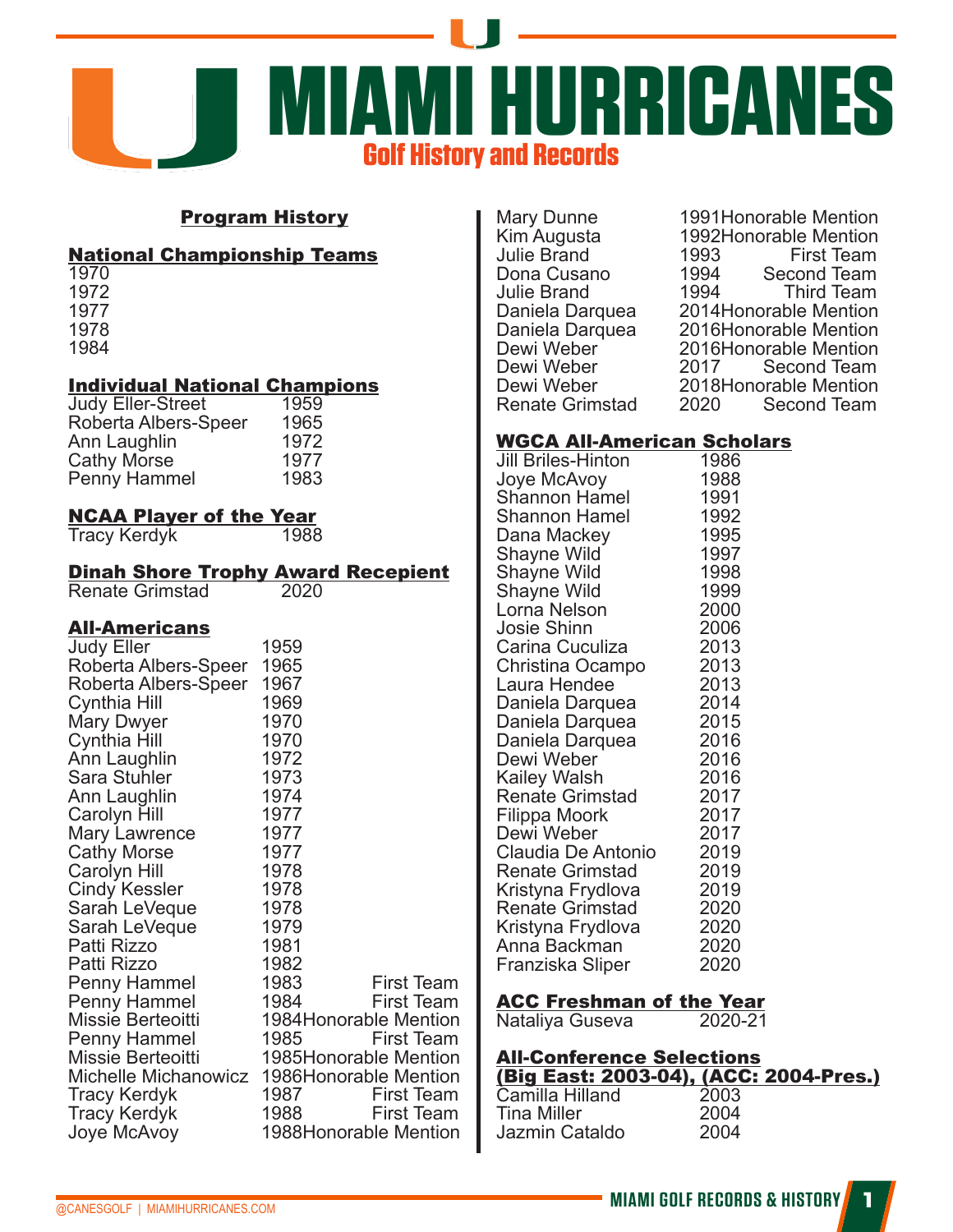# MIAMI HURRICANES

## Golf History and Records

### Program History

**National Championship Teams**

1970
1972
1977
1978
1984

**Individual National Champions**

| Name | Year |
|---|---|
| Judy Eller-Street | 1959 |
| Roberta Albers-Speer | 1965 |
| Ann Laughlin | 1972 |
| Cathy Morse | 1977 |
| Penny Hammel | 1983 |

**NCAA Player of the Year**

| Name | Year |
|---|---|
| Tracy Kerdyk | 1988 |

**Dinah Shore Trophy Award Recepient**

| Name | Year |
|---|---|
| Renate Grimstad | 2020 |

**All-Americans**

| Name | Year | Team |
|---|---|---|
| Judy Eller | 1959 | |
| Roberta Albers-Speer | 1965 | |
| Roberta Albers-Speer | 1967 | |
| Cynthia Hill | 1969 | |
| Mary Dwyer | 1970 | |
| Cynthia Hill | 1970 | |
| Ann Laughlin | 1972 | |
| Sara Stuhler | 1973 | |
| Ann Laughlin | 1974 | |
| Carolyn Hill | 1977 | |
| Mary Lawrence | 1977 | |
| Cathy Morse | 1977 | |
| Carolyn Hill | 1978 | |
| Cindy Kessler | 1978 | |
| Sarah LeVeque | 1978 | |
| Sarah LeVeque | 1979 | |
| Patti Rizzo | 1981 | |
| Patti Rizzo | 1982 | |
| Penny Hammel | 1983 | First Team |
| Penny Hammel | 1984 | First Team |
| Missie Berteoitti | 1984 | Honorable Mention |
| Penny Hammel | 1985 | First Team |
| Missie Berteoitti | 1985 | Honorable Mention |
| Michelle Michanowicz | 1986 | Honorable Mention |
| Tracy Kerdyk | 1987 | First Team |
| Tracy Kerdyk | 1988 | First Team |
| Joye McAvoy | 1988 | Honorable Mention |
| Mary Dunne | 1991 | Honorable Mention |
| Kim Augusta | 1992 | Honorable Mention |
| Julie Brand | 1993 | First Team |
| Dona Cusano | 1994 | Second Team |
| Julie Brand | 1994 | Third Team |
| Daniela Darquea | 2014 | Honorable Mention |
| Daniela Darquea | 2016 | Honorable Mention |
| Dewi Weber | 2016 | Honorable Mention |
| Dewi Weber | 2017 | Second Team |
| Dewi Weber | 2018 | Honorable Mention |
| Renate Grimstad | 2020 | Second Team |

**WGCA All-American Scholars**

| Name | Year |
|---|---|
| Jill Briles-Hinton | 1986 |
| Joye McAvoy | 1988 |
| Shannon Hamel | 1991 |
| Shannon Hamel | 1992 |
| Dana Mackey | 1995 |
| Shayne Wild | 1997 |
| Shayne Wild | 1998 |
| Shayne Wild | 1999 |
| Lorna Nelson | 2000 |
| Josie Shinn | 2006 |
| Carina Cuculiza | 2013 |
| Christina Ocampo | 2013 |
| Laura Hendee | 2013 |
| Daniela Darquea | 2014 |
| Daniela Darquea | 2015 |
| Daniela Darquea | 2016 |
| Dewi Weber | 2016 |
| Kailey Walsh | 2016 |
| Renate Grimstad | 2017 |
| Filippa Moork | 2017 |
| Dewi Weber | 2017 |
| Claudia De Antonio | 2019 |
| Renate Grimstad | 2019 |
| Kristyna Frydlova | 2019 |
| Renate Grimstad | 2020 |
| Kristyna Frydlova | 2020 |
| Anna Backman | 2020 |
| Franziska Sliper | 2020 |

**ACC Freshman of the Year**

| Name | Year |
|---|---|
| Nataliya Guseva | 2020-21 |

**All-Conference Selections**
**(Big East: 2003-04), (ACC: 2004-Pres.)**

| Name | Year |
|---|---|
| Camilla Hilland | 2003 |
| Tina Miller | 2004 |
| Jazmin Cataldo | 2004 |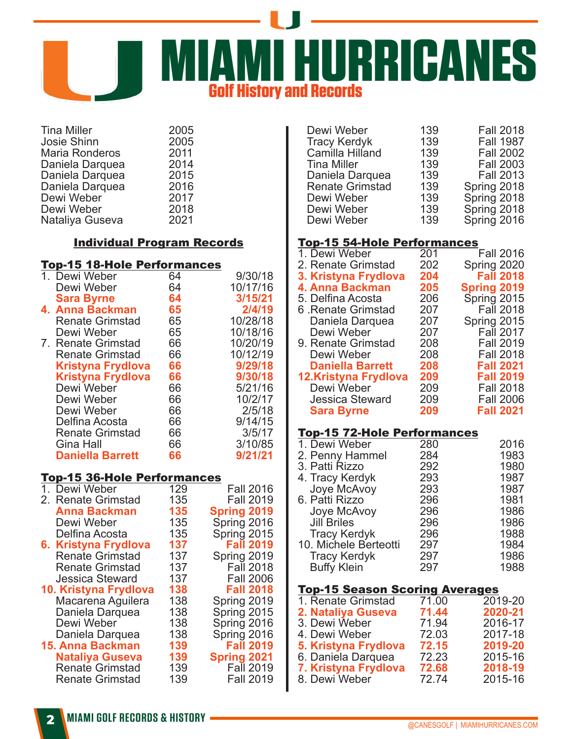# MIAMI HURRICANES

## Golf History and Records

| | |
|---|---|
| Tina Miller | 2005 |
| Josie Shinn | 2005 |
| Maria Ronderos | 2011 |
| Daniela Darquea | 2014 |
| Daniela Darquea | 2015 |
| Daniela Darquea | 2016 |
| Dewi Weber | 2017 |
| Dewi Weber | 2018 |
| Nataliya Guseva | 2021 |

## Individual Program Records

### Top-15 18-Hole Performances

| Player | Score | Date |
|---|---|---|
| 1. Dewi Weber | 64 | 9/30/18 |
| Dewi Weber | 64 | 10/17/16 |
| **Sara Byrne** | **64** | **3/15/21** |
| **4. Anna Backman** | **65** | **2/4/19** |
| Renate Grimstad | 65 | 10/28/18 |
| Dewi Weber | 65 | 10/18/16 |
| 7. Renate Grimstad | 66 | 10/20/19 |
| Renate Grimstad | 66 | 10/12/19 |
| **Kristyna Frydlova** | **66** | **9/29/18** |
| **Kristyna Frydlova** | **66** | **9/30/18** |
| Dewi Weber | 66 | 5/21/16 |
| Dewi Weber | 66 | 10/2/17 |
| Dewi Weber | 66 | 2/5/18 |
| Delfina Acosta | 66 | 9/14/15 |
| Renate Grimstad | 66 | 3/5/17 |
| Gina Hall | 66 | 3/10/85 |
| **Daniella Barrett** | **66** | **9/21/21** |

### Top-15 36-Hole Performances

| Player | Score | Season |
|---|---|---|
| 1. Dewi Weber | 129 | Fall 2016 |
| 2. Renate Grimstad | 135 | Fall 2019 |
| **Anna Backman** | **135** | **Spring 2019** |
| Dewi Weber | 135 | Spring 2016 |
| Delfina Acosta | 135 | Spring 2015 |
| **6. Kristyna Frydlova** | **137** | **Fall 2019** |
| Renate Grimstad | 137 | Spring 2019 |
| Renate Grimstad | 137 | Fall 2018 |
| Jessica Steward | 137 | Fall 2006 |
| **10. Kristyna Frydlova** | **138** | **Fall 2018** |
| Macarena Aguilera | 138 | Spring 2019 |
| Daniela Darquea | 138 | Spring 2015 |
| Dewi Weber | 138 | Spring 2016 |
| Daniela Darquea | 138 | Spring 2016 |
| **15. Anna Backman** | **139** | **Fall 2019** |
| **Nataliya Guseva** | **139** | **Spring 2021** |
| Renate Grimstad | 139 | Fall 2019 |
| Renate Grimstad | 139 | Fall 2019 |
| Dewi Weber | 139 | Fall 2018 |
| Tracy Kerdyk | 139 | Fall 1987 |
| Camilla Hilland | 139 | Fall 2002 |
| Tina Miller | 139 | Fall 2003 |
| Daniela Darquea | 139 | Fall 2013 |
| Renate Grimstad | 139 | Spring 2018 |
| Dewi Weber | 139 | Spring 2018 |
| Dewi Weber | 139 | Spring 2018 |
| Dewi Weber | 139 | Spring 2016 |

### Top-15 54-Hole Performances

| Player | Score | Season |
|---|---|---|
| 1. Dewi Weber | 201 | Fall 2016 |
| 2. Renate Grimstad | 202 | Spring 2020 |
| **3. Kristyna Frydlova** | **204** | **Fall 2018** |
| **4. Anna Backman** | **205** | **Spring 2019** |
| 5. Delfina Acosta | 206 | Spring 2015 |
| 6 .Renate Grimstad | 207 | Fall 2018 |
| Daniela Darquea | 207 | Spring 2015 |
| Dewi Weber | 207 | Fall 2017 |
| 9. Renate Grimstad | 208 | Fall 2019 |
| Dewi Weber | 208 | Fall 2018 |
| **Daniella Barrett** | **208** | **Fall 2021** |
| **12.Kristyna Frydlova** | **209** | **Fall 2019** |
| Dewi Weber | 209 | Fall 2018 |
| Jessica Steward | 209 | Fall 2006 |
| **Sara Byrne** | **209** | **Fall 2021** |

### Top-15 72-Hole Performances

| Player | Score | Year |
|---|---|---|
| 1. Dewi Weber | 280 | 2016 |
| 2. Penny Hammel | 284 | 1983 |
| 3. Patti Rizzo | 292 | 1980 |
| 4. Tracy Kerdyk | 293 | 1987 |
| Joye McAvoy | 293 | 1987 |
| 6. Patti Rizzo | 296 | 1981 |
| Joye McAvoy | 296 | 1986 |
| Jill Briles | 296 | 1986 |
| Tracy Kerdyk | 296 | 1988 |
| 10. Michele Berteotti | 297 | 1984 |
| Tracy Kerdyk | 297 | 1986 |
| Buffy Klein | 297 | 1988 |

### Top-15 Season Scoring Averages

| Player | Average | Season |
|---|---|---|
| 1. Renate Grimstad | 71.00 | 2019-20 |
| **2. Nataliya Guseva** | **71.44** | **2020-21** |
| 3. Dewi Weber | 71.94 | 2016-17 |
| 4. Dewi Weber | 72.03 | 2017-18 |
| **5. Kristyna Frydlova** | **72.15** | **2019-20** |
| 6. Daniela Darquea | 72.23 | 2015-16 |
| **7. Kristyna Frydlova** | **72.68** | **2018-19** |
| 8. Dewi Weber | 72.74 | 2015-16 |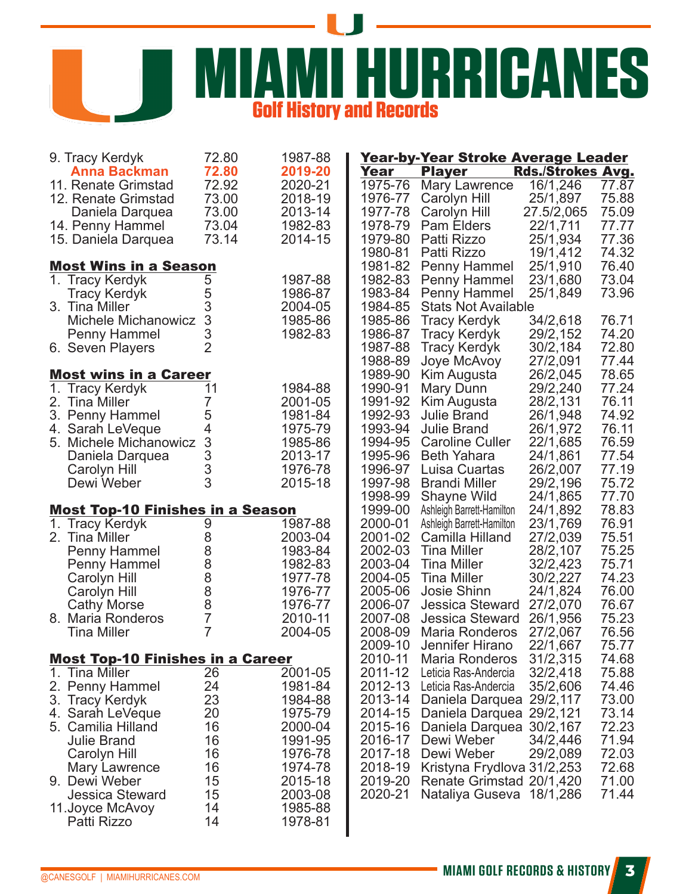# MIAMI HURRICANES

## Golf History and Records

| | | |
|---|---|---|
| 9. Tracy Kerdyk | 72.80 | 1987-88 |
| **Anna Backman** | **72.80** | **2019-20** |
| 11. Renate Grimstad | 72.92 | 2020-21 |
| 12. Renate Grimstad | 73.00 | 2018-19 |
| Daniela Darquea | 73.00 | 2013-14 |
| 14. Penny Hammel | 73.04 | 1982-83 |
| 15. Daniela Darquea | 73.14 | 2014-15 |

### Most Wins in a Season

| | | |
|---|---|---|
| 1. Tracy Kerdyk | 5 | 1987-88 |
| Tracy Kerdyk | 5 | 1986-87 |
| 3. Tina Miller | 3 | 2004-05 |
| Michele Michanowicz | 3 | 1985-86 |
| Penny Hammel | 3 | 1982-83 |
| 6. Seven Players | 2 | |

### Most wins in a Career

| | | |
|---|---|---|
| 1. Tracy Kerdyk | 11 | 1984-88 |
| 2. Tina Miller | 7 | 2001-05 |
| 3. Penny Hammel | 5 | 1981-84 |
| 4. Sarah LeVeque | 4 | 1975-79 |
| 5. Michele Michanowicz | 3 | 1985-86 |
| Daniela Darquea | 3 | 2013-17 |
| Carolyn Hill | 3 | 1976-78 |
| Dewi Weber | 3 | 2015-18 |

### Most Top-10 Finishes in a Season

| | | |
|---|---|---|
| 1. Tracy Kerdyk | 9 | 1987-88 |
| 2. Tina Miller | 8 | 2003-04 |
| Penny Hammel | 8 | 1983-84 |
| Penny Hammel | 8 | 1982-83 |
| Carolyn Hill | 8 | 1977-78 |
| Carolyn Hill | 8 | 1976-77 |
| Cathy Morse | 8 | 1976-77 |
| 8. Maria Ronderos | 7 | 2010-11 |
| Tina Miller | 7 | 2004-05 |

### Most Top-10 Finishes in a Career

| | | |
|---|---|---|
| 1. Tina Miller | 26 | 2001-05 |
| 2. Penny Hammel | 24 | 1981-84 |
| 3. Tracy Kerdyk | 23 | 1984-88 |
| 4. Sarah LeVeque | 20 | 1975-79 |
| 5. Camilia Hilland | 16 | 2000-04 |
| Julie Brand | 16 | 1991-95 |
| Carolyn Hill | 16 | 1976-78 |
| Mary Lawrence | 16 | 1974-78 |
| 9. Dewi Weber | 15 | 2015-18 |
| Jessica Steward | 15 | 2003-08 |
| 11. Joyce McAvoy | 14 | 1985-88 |
| Patti Rizzo | 14 | 1978-81 |

### Year-by-Year Stroke Average Leader

| Year | Player | Rds./Strokes | Avg. |
|---|---|---|---|
| 1975-76 | Mary Lawrence | 16/1,246 | 77.87 |
| 1976-77 | Carolyn Hill | 25/1,897 | 75.88 |
| 1977-78 | Carolyn Hill | 27.5/2,065 | 75.09 |
| 1978-79 | Pam Elders | 22/1,711 | 77.77 |
| 1979-80 | Patti Rizzo | 25/1,934 | 77.36 |
| 1980-81 | Patti Rizzo | 19/1,412 | 74.32 |
| 1981-82 | Penny Hammel | 25/1,910 | 76.40 |
| 1982-83 | Penny Hammel | 23/1,680 | 73.04 |
| 1983-84 | Penny Hammel | 25/1,849 | 73.96 |
| 1984-85 | Stats Not Available | | |
| 1985-86 | Tracy Kerdyk | 34/2,618 | 76.71 |
| 1986-87 | Tracy Kerdyk | 29/2,152 | 74.20 |
| 1987-88 | Tracy Kerdyk | 30/2,184 | 72.80 |
| 1988-89 | Joye McAvoy | 27/2,091 | 77.44 |
| 1989-90 | Kim Augusta | 26/2,045 | 78.65 |
| 1990-91 | Mary Dunn | 29/2,240 | 77.24 |
| 1991-92 | Kim Augusta | 28/2,131 | 76.11 |
| 1992-93 | Julie Brand | 26/1,948 | 74.92 |
| 1993-94 | Julie Brand | 26/1,972 | 76.11 |
| 1994-95 | Caroline Culler | 22/1,685 | 76.59 |
| 1995-96 | Beth Yahara | 24/1,861 | 77.54 |
| 1996-97 | Luisa Cuartas | 26/2,007 | 77.19 |
| 1997-98 | Brandi Miller | 29/2,196 | 75.72 |
| 1998-99 | Shayne Wild | 24/1,865 | 77.70 |
| 1999-00 | Ashleigh Barrett-Hamilton | 24/1,892 | 78.83 |
| 2000-01 | Ashleigh Barrett-Hamilton | 23/1,769 | 76.91 |
| 2001-02 | Camilla Hilland | 27/2,039 | 75.51 |
| 2002-03 | Tina Miller | 28/2,107 | 75.25 |
| 2003-04 | Tina Miller | 32/2,423 | 75.71 |
| 2004-05 | Tina Miller | 30/2,227 | 74.23 |
| 2005-06 | Josie Shinn | 24/1,824 | 76.00 |
| 2006-07 | Jessica Steward | 27/2,070 | 76.67 |
| 2007-08 | Jessica Steward | 26/1,956 | 75.23 |
| 2008-09 | Maria Ronderos | 27/2,067 | 76.56 |
| 2009-10 | Jennifer Hirano | 22/1,667 | 75.77 |
| 2010-11 | Maria Ronderos | 31/2,315 | 74.68 |
| 2011-12 | Leticia Ras-Anderica | 32/2,418 | 75.88 |
| 2012-13 | Leticia Ras-Anderica | 35/2,606 | 74.46 |
| 2013-14 | Daniela Darquea | 29/2,117 | 73.00 |
| 2014-15 | Daniela Darquea | 29/2,121 | 73.14 |
| 2015-16 | Daniela Darquea | 30/2,167 | 72.23 |
| 2016-17 | Dewi Weber | 34/2,446 | 71.94 |
| 2017-18 | Dewi Weber | 29/2,089 | 72.03 |
| 2018-19 | Kristyna Frydlova | 31/2,253 | 72.68 |
| 2019-20 | Renate Grimstad | 20/1,420 | 71.00 |
| 2020-21 | Nataliya Guseva | 18/1,286 | 71.44 |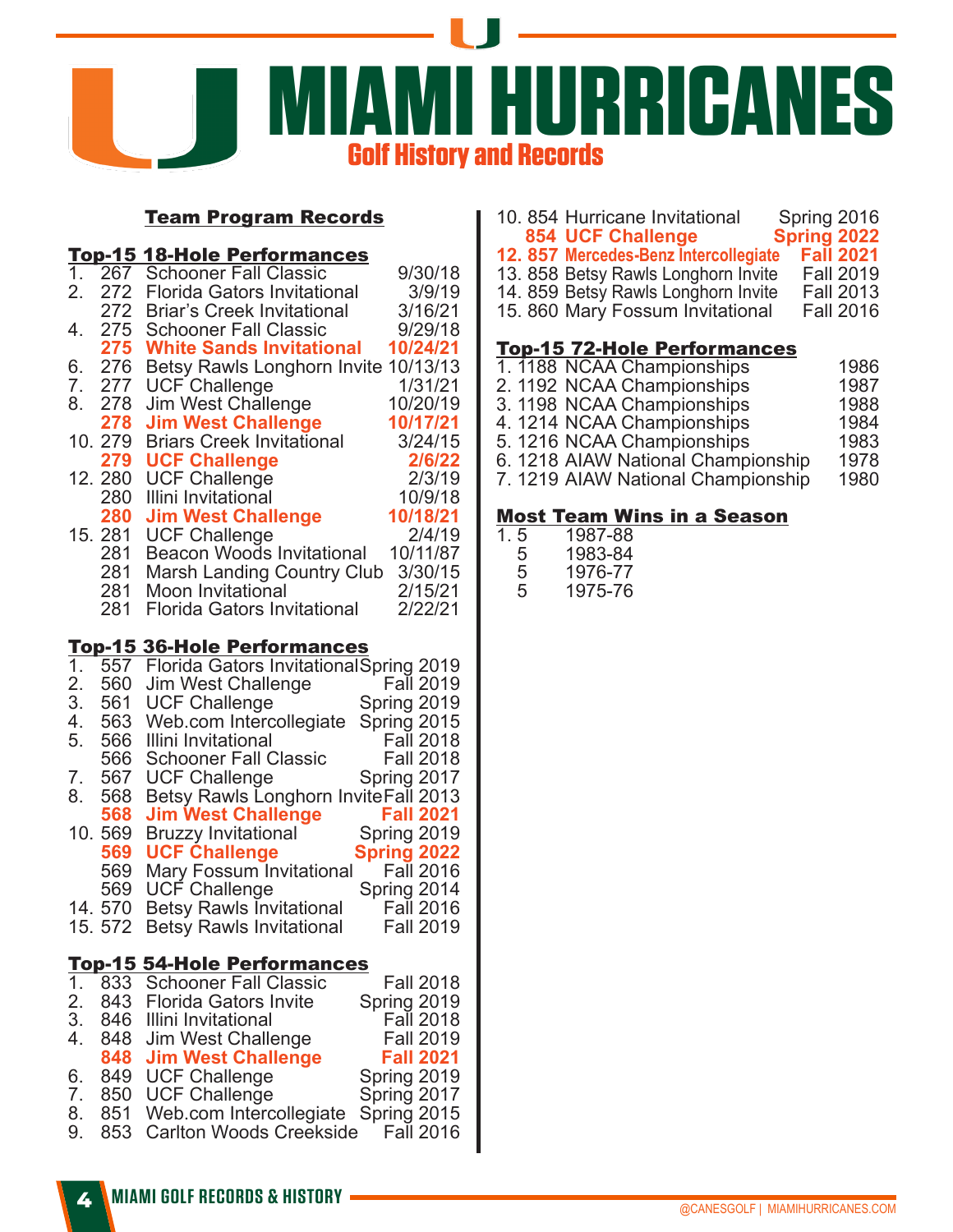# MIAMI HURRICANES

## Golf History and Records

### Team Program Records

#### Top-15 18-Hole Performances

| Rank | Score | Tournament | Date |
|---|---|---|---|
| 1. | 267 | Schooner Fall Classic | 9/30/18 |
| 2. | 272 | Florida Gators Invitational | 3/9/19 |
| | 272 | Briar's Creek Invitational | 3/16/21 |
| 4. | 275 | Schooner Fall Classic | 9/29/18 |
| | **275** | **White Sands Invitational** | **10/24/21** |
| 6. | 276 | Betsy Rawls Longhorn Invite | 10/13/13 |
| 7. | 277 | UCF Challenge | 1/31/21 |
| 8. | 278 | Jim West Challenge | 10/20/19 |
| | **278** | **Jim West Challenge** | **10/17/21** |
| 10. | 279 | Briars Creek Invitational | 3/24/15 |
| | **279** | **UCF Challenge** | **2/6/22** |
| 12. | 280 | UCF Challenge | 2/3/19 |
| | 280 | Illini Invitational | 10/9/18 |
| | **280** | **Jim West Challenge** | **10/18/21** |
| 15. | 281 | UCF Challenge | 2/4/19 |
| | 281 | Beacon Woods Invitational | 10/11/87 |
| | 281 | Marsh Landing Country Club | 3/30/15 |
| | 281 | Moon Invitational | 2/15/21 |
| | 281 | Florida Gators Invitational | 2/22/21 |

#### Top-15 36-Hole Performances

| Rank | Score | Tournament | Season |
|---|---|---|---|
| 1. | 557 | Florida Gators Invitational | Spring 2019 |
| 2. | 560 | Jim West Challenge | Fall 2019 |
| 3. | 561 | UCF Challenge | Spring 2019 |
| 4. | 563 | Web.com Intercollegiate | Spring 2015 |
| 5. | 566 | Illini Invitational | Fall 2018 |
| | 566 | Schooner Fall Classic | Fall 2018 |
| 7. | 567 | UCF Challenge | Spring 2017 |
| 8. | 568 | Betsy Rawls Longhorn Invite | Fall 2013 |
| | **568** | **Jim West Challenge** | **Fall 2021** |
| 10. | 569 | Bruzzy Invitational | Spring 2019 |
| | **569** | **UCF Challenge** | **Spring 2022** |
| | 569 | Mary Fossum Invitational | Fall 2016 |
| | 569 | UCF Challenge | Spring 2014 |
| 14. | 570 | Betsy Rawls Invitational | Fall 2016 |
| 15. | 572 | Betsy Rawls Invitational | Fall 2019 |

#### Top-15 54-Hole Performances

| Rank | Score | Tournament | Season |
|---|---|---|---|
| 1. | 833 | Schooner Fall Classic | Fall 2018 |
| 2. | 843 | Florida Gators Invite | Spring 2019 |
| 3. | 846 | Illini Invitational | Fall 2018 |
| 4. | 848 | Jim West Challenge | Fall 2019 |
| | **848** | **Jim West Challenge** | **Fall 2021** |
| 6. | 849 | UCF Challenge | Spring 2019 |
| 7. | 850 | UCF Challenge | Spring 2017 |
| 8. | 851 | Web.com Intercollegiate | Spring 2015 |
| 9. | 853 | Carlton Woods Creekside | Fall 2016 |
| 10. | 854 | Hurricane Invitational | Spring 2016 |
| | **854** | **UCF Challenge** | **Spring 2022** |
| **12.** | **857** | **Mercedes-Benz Intercollegiate** | **Fall 2021** |
| 13. | 858 | Betsy Rawls Longhorn Invite | Fall 2019 |
| 14. | 859 | Betsy Rawls Longhorn Invite | Fall 2013 |
| 15. | 860 | Mary Fossum Invitational | Fall 2016 |

#### Top-15 72-Hole Performances

| Rank | Score | Tournament | Year |
|---|---|---|---|
| 1. | 1188 | NCAA Championships | 1986 |
| 2. | 1192 | NCAA Championships | 1987 |
| 3. | 1198 | NCAA Championships | 1988 |
| 4. | 1214 | NCAA Championships | 1984 |
| 5. | 1216 | NCAA Championships | 1983 |
| 6. | 1218 | AIAW National Championship | 1978 |
| 7. | 1219 | AIAW National Championship | 1980 |

#### Most Team Wins in a Season

| Rank | Wins | Season |
|---|---|---|
| 1. | 5 | 1987-88 |
| | 5 | 1983-84 |
| | 5 | 1976-77 |
| | 5 | 1975-76 |